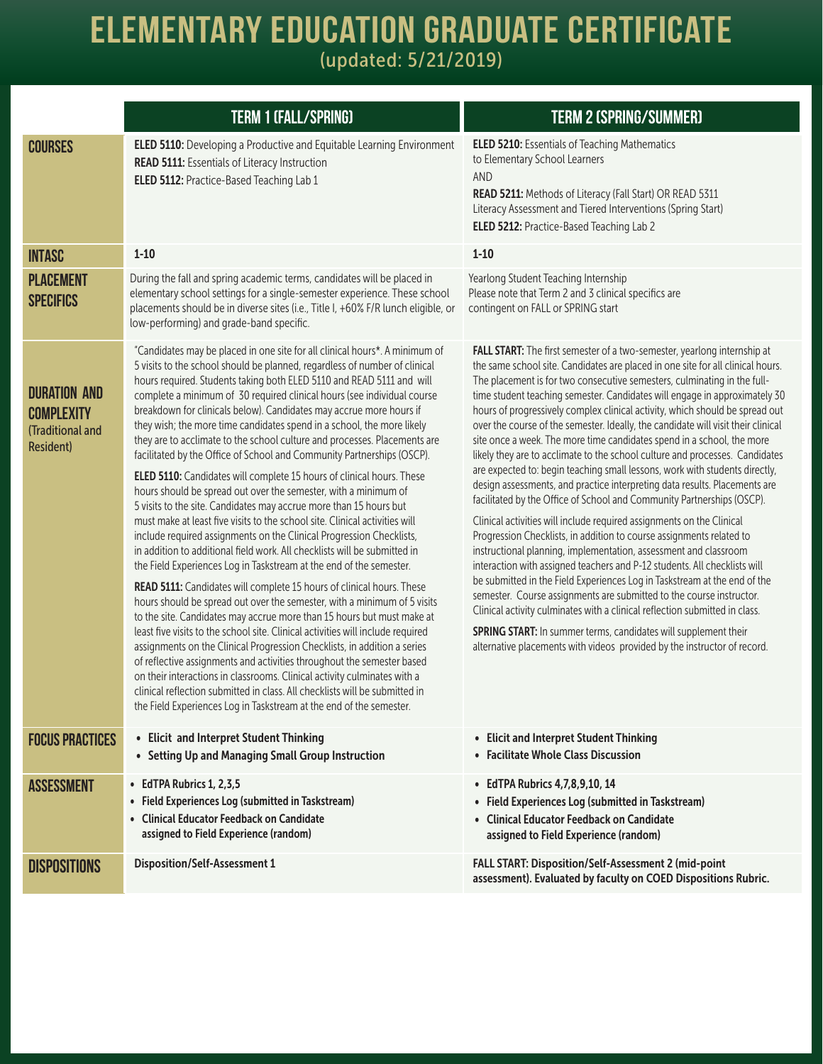# ELEMENTARY EDUCATION GRADUATE CERTIFICATE

(updated: 5/21/2019)

| | TERM 1 (FALL/SPRING) | TERM 2 (SPRING/SUMMER) |
|---|---|---|
| **COURSES** | **ELED 5110:** Developing a Productive and Equitable Learning Environment<br>**READ 5111:** Essentials of Literacy Instruction<br>**ELED 5112:** Practice-Based Teaching Lab 1 | **ELED 5210:** Essentials of Teaching Mathematics to Elementary School Learners<br>AND<br>**READ 5211:** Methods of Literacy (Fall Start) OR READ 5311 Literacy Assessment and Tiered Interventions (Spring Start)<br>**ELED 5212:** Practice-Based Teaching Lab 2 |
| **INTASC** | 1-10 | 1-10 |
| **PLACEMENT SPECIFICS** | During the fall and spring academic terms, candidates will be placed in elementary school settings for a single-semester experience. These school placements should be in diverse sites (i.e., Title I, +60% F/R lunch eligible, or low-performing) and grade-band specific. | Yearlong Student Teaching Internship<br>Please note that Term 2 and 3 clinical specifics are contingent on FALL or SPRING start |
| **DURATION AND COMPLEXITY** (Traditional and Resident) | "Candidates may be placed in one site for all clinical hours*. A minimum of 5 visits to the school should be planned, regardless of number of clinical hours required. Students taking both ELED 5110 and READ 5111 and will complete a minimum of 30 required clinical hours (see individual course breakdown for clinicals below). Candidates may accrue more hours if they wish; the more time candidates spend in a school, the more likely they are to acclimate to the school culture and processes. Placements are facilitated by the Office of School and Community Partnerships (OSCP).<br><br>**ELED 5110:** Candidates will complete 15 hours of clinical hours. These hours should be spread out over the semester, with a minimum of 5 visits to the site. Candidates may accrue more than 15 hours but must make at least five visits to the school site. Clinical activities will include required assignments on the Clinical Progression Checklists, in addition to additional field work. All checklists will be submitted in the Field Experiences Log in Taskstream at the end of the semester.<br><br>**READ 5111:** Candidates will complete 15 hours of clinical hours. These hours should be spread out over the semester, with a minimum of 5 visits to the site. Candidates may accrue more than 15 hours but must make at least five visits to the school site. Clinical activities will include required assignments on the Clinical Progression Checklists, in addition a series of reflective assignments and activities throughout the semester based on their interactions in classrooms. Clinical activity culminates with a clinical reflection submitted in class. All checklists will be submitted in the Field Experiences Log in Taskstream at the end of the semester. | **FALL START:** The first semester of a two-semester, yearlong internship at the same school site. Candidates are placed in one site for all clinical hours. The placement is for two consecutive semesters, culminating in the full-time student teaching semester. Candidates will engage in approximately 30 hours of progressively complex clinical activity, which should be spread out over the course of the semester. Ideally, the candidate will visit their clinical site once a week. The more time candidates spend in a school, the more likely they are to acclimate to the school culture and processes. Candidates are expected to: begin teaching small lessons, work with students directly, design assessments, and practice interpreting data results. Placements are facilitated by the Office of School and Community Partnerships (OSCP).<br><br>Clinical activities will include required assignments on the Clinical Progression Checklists, in addition to course assignments related to instructional planning, implementation, assessment and classroom interaction with assigned teachers and P-12 students. All checklists will be submitted in the Field Experiences Log in Taskstream at the end of the semester. Course assignments are submitted to the course instructor. Clinical activity culminates with a clinical reflection submitted in class.<br><br>**SPRING START:** In summer terms, candidates will supplement their alternative placements with videos provided by the instructor of record. |
| **FOCUS PRACTICES** | • **Elicit and Interpret Student Thinking**<br>• **Setting Up and Managing Small Group Instruction** | • **Elicit and Interpret Student Thinking**<br>• **Facilitate Whole Class Discussion** |
| **ASSESSMENT** | • **EdTPA Rubrics 1, 2,3,5**<br>• **Field Experiences Log (submitted in Taskstream)**<br>• **Clinical Educator Feedback on Candidate assigned to Field Experience (random)** | • **EdTPA Rubrics 4,7,8,9,10, 14**<br>• **Field Experiences Log (submitted in Taskstream)**<br>• **Clinical Educator Feedback on Candidate assigned to Field Experience (random)** |
| **DISPOSITIONS** | **Disposition/Self-Assessment 1** | **FALL START: Disposition/Self-Assessment 2 (mid-point assessment). Evaluated by faculty on COED Dispositions Rubric.** |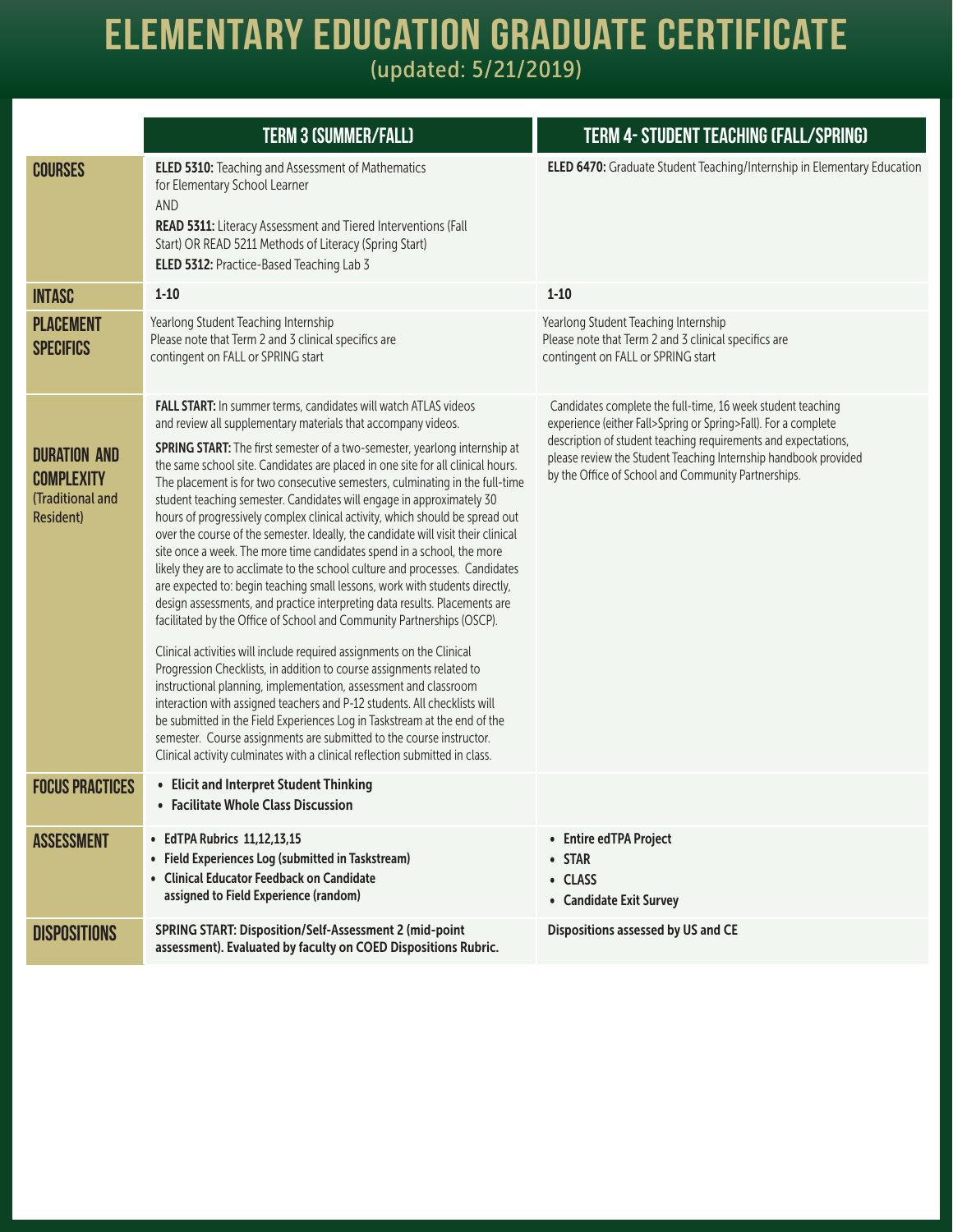# ELEMENTARY EDUCATION GRADUATE CERTIFICATE

(updated: 5/21/2019)

| | TERM 3 (SUMMER/FALL) | TERM 4- STUDENT TEACHING (FALL/SPRING) |
|---|---|---|
| **COURSES** | **ELED 5310:** Teaching and Assessment of Mathematics for Elementary School Learner<br>AND<br>**READ 5311:** Literacy Assessment and Tiered Interventions (Fall Start) OR READ 5211 Methods of Literacy (Spring Start)<br>**ELED 5312:** Practice-Based Teaching Lab 3 | **ELED 6470:** Graduate Student Teaching/Internship in Elementary Education |
| **INTASC** | 1-10 | 1-10 |
| **PLACEMENT SPECIFICS** | Yearlong Student Teaching Internship<br>Please note that Term 2 and 3 clinical specifics are contingent on FALL or SPRING start | Yearlong Student Teaching Internship<br>Please note that Term 2 and 3 clinical specifics are contingent on FALL or SPRING start |
| **DURATION AND COMPLEXITY** (Traditional and Resident) | **FALL START:** In summer terms, candidates will watch ATLAS videos and review all supplementary materials that accompany videos.<br>**SPRING START:** The first semester of a two-semester, yearlong internship at the same school site. Candidates are placed in one site for all clinical hours. The placement is for two consecutive semesters, culminating in the full-time student teaching semester. Candidates will engage in approximately 30 hours of progressively complex clinical activity, which should be spread out over the course of the semester. Ideally, the candidate will visit their clinical site once a week. The more time candidates spend in a school, the more likely they are to acclimate to the school culture and processes. Candidates are expected to: begin teaching small lessons, work with students directly, design assessments, and practice interpreting data results. Placements are facilitated by the Office of School and Community Partnerships (OSCP).<br><br>Clinical activities will include required assignments on the Clinical Progression Checklists, in addition to course assignments related to instructional planning, implementation, assessment and classroom interaction with assigned teachers and P-12 students. All checklists will be submitted in the Field Experiences Log in Taskstream at the end of the semester. Course assignments are submitted to the course instructor. Clinical activity culminates with a clinical reflection submitted in class. | Candidates complete the full-time, 16 week student teaching experience (either Fall>Spring or Spring>Fall). For a complete description of student teaching requirements and expectations, please review the Student Teaching Internship handbook provided by the Office of School and Community Partnerships. |
| **FOCUS PRACTICES** | • **Elicit and Interpret Student Thinking**<br>• **Facilitate Whole Class Discussion** | |
| **ASSESSMENT** | • **EdTPA Rubrics 11,12,13,15**<br>• **Field Experiences Log (submitted in Taskstream)**<br>• **Clinical Educator Feedback on Candidate assigned to Field Experience (random)** | • **Entire edTPA Project**<br>• **STAR**<br>• **CLASS**<br>• **Candidate Exit Survey** |
| **DISPOSITIONS** | **SPRING START: Disposition/Self-Assessment 2 (mid-point assessment). Evaluated by faculty on COED Dispositions Rubric.** | **Dispositions assessed by US and CE** |